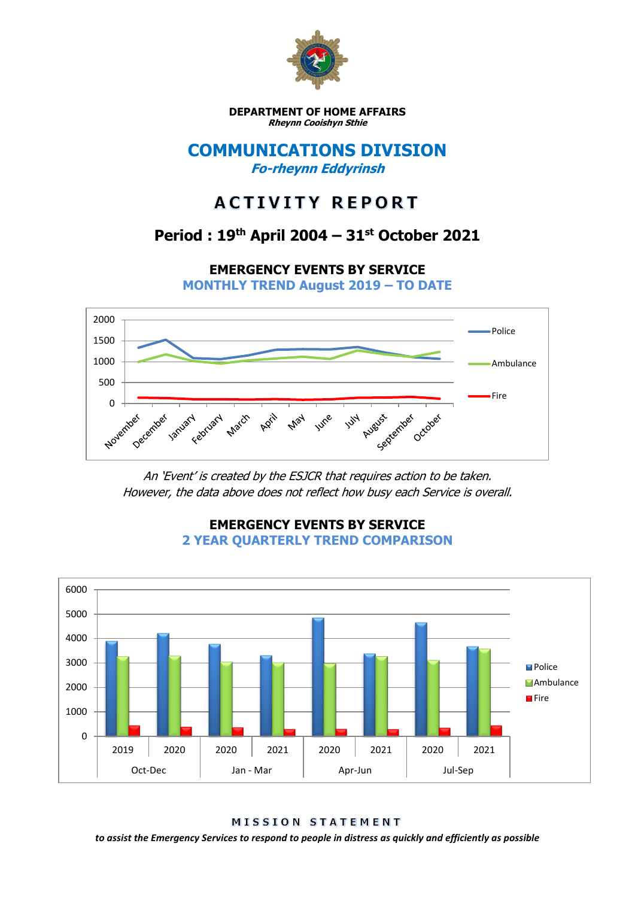**DEPARTMENT OF HOME AFFAIRS**
***Rheynn Cooishyn Sthie***

# COMMUNICATIONS DIVISION

## *Fo-rheynn Eddyrinsh*

# ACTIVITY REPORT

## Period : 19th April 2004 – 31st October 2021

### EMERGENCY EVENTS BY SERVICE
### MONTHLY TREND August 2019 – TO DATE

*An 'Event' is created by the ESJCR that requires action to be taken. However, the data above does not reflect how busy each Service is overall.*

### EMERGENCY EVENTS BY SERVICE
### 2 YEAR QUARTERLY TREND COMPARISON

**MISSION STATEMENT**

***to assist the Emergency Services to respond to people in distress as quickly and efficiently as possible***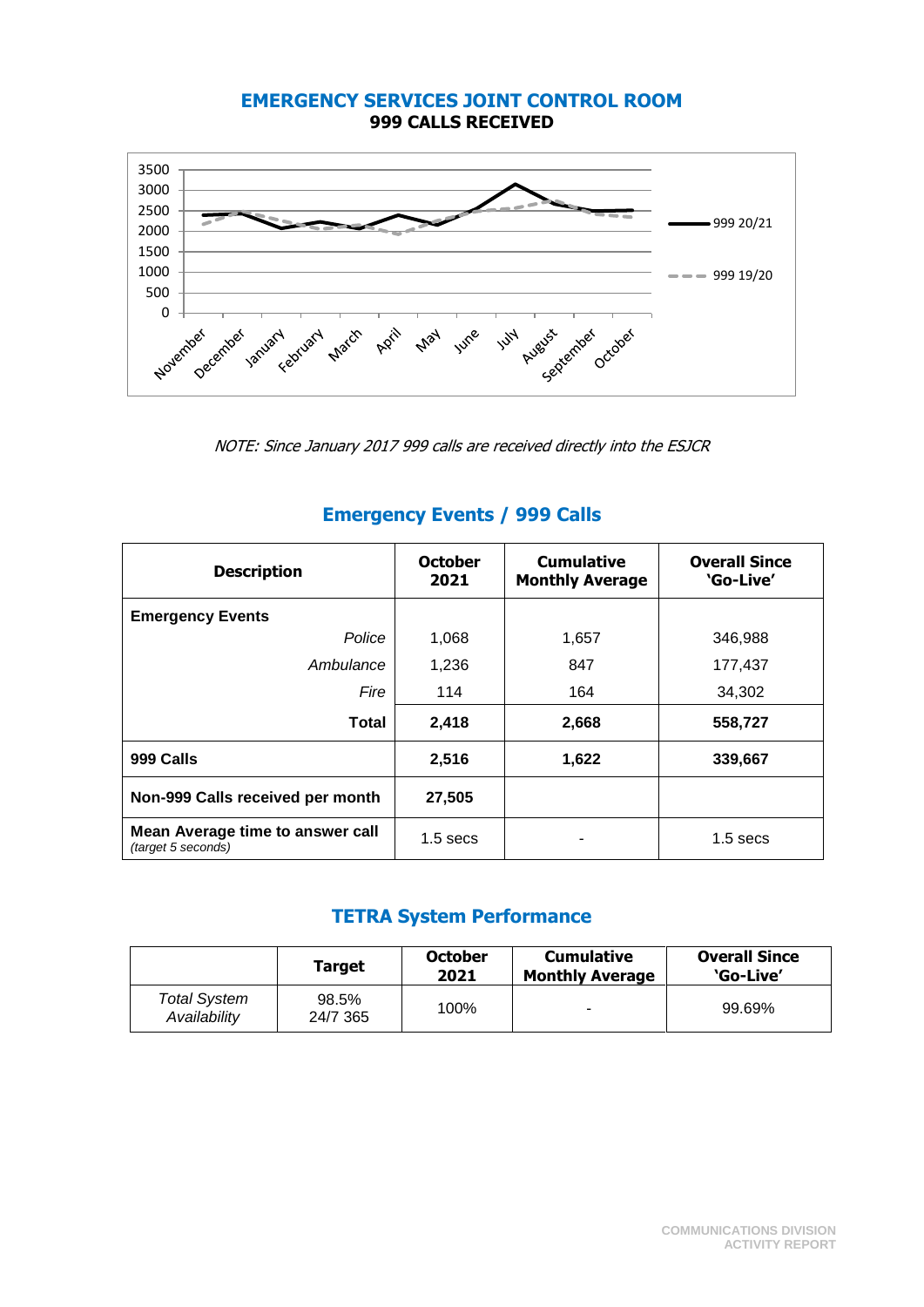## EMERGENCY SERVICES JOINT CONTROL ROOM
**999 CALLS RECEIVED**

3500
3000
2500
2000
1500
1000
500
0

November
December
January
February
March
April
May
June
July
August
September
October

999 20/21
999 19/20

*NOTE: Since January 2017 999 calls are received directly into the ESJCR*

## Emergency Events / 999 Calls

| Description | October 2021 | Cumulative Monthly Average | Overall Since 'Go-Live' |
|---|---|---|---|
| **Emergency Events** | | | |
| *Police* | 1,068 | 1,657 | 346,988 |
| *Ambulance* | 1,236 | 847 | 177,437 |
| *Fire* | 114 | 164 | 34,302 |
| **Total** | **2,418** | **2,668** | **558,727** |
| **999 Calls** | **2,516** | **1,622** | **339,667** |
| **Non-999 Calls received per month** | **27,505** | | |
| **Mean Average time to answer call** *(target 5 seconds)* | 1.5 secs | - | 1.5 secs |

## TETRA System Performance

| | Target | October 2021 | Cumulative Monthly Average | Overall Since 'Go-Live' |
|---|---|---|---|---|
| *Total System Availability* | 98.5% 24/7 365 | 100% | - | 99.69% |